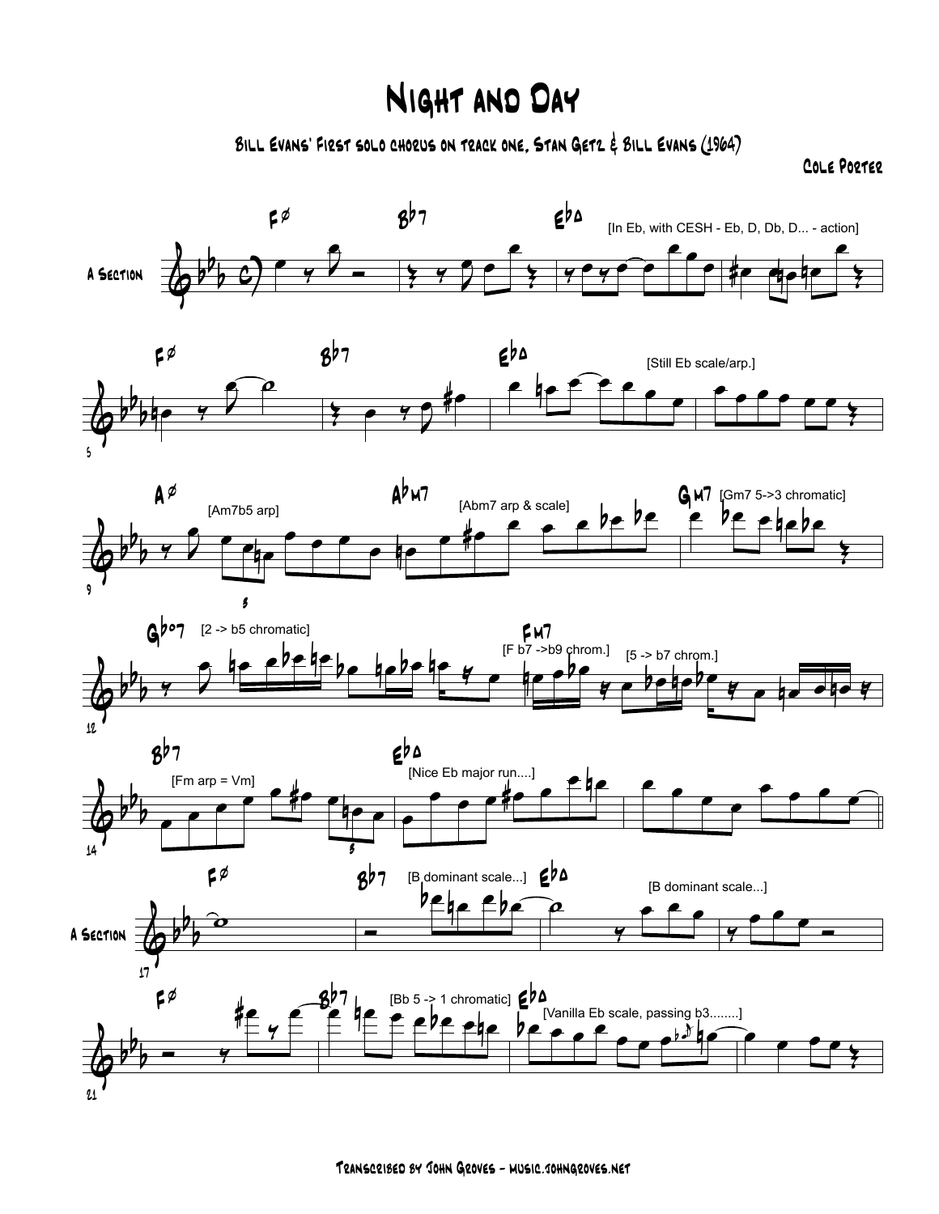# Night and Day

## Bill Evans' First solo chorus on track one, Stan Getz & Bill Evans (1964)

Cole Porter

A Section

F∅ — B♭7 — E♭Δ [In Eb, with CESH - Eb, D, Db, D... - action]

F∅ — B♭7 — E♭Δ [Still Eb scale/arp.]

A∅ [Am7b5 arp] — A♭m7 [Abm7 arp & scale] — Gm7 [Gm7 5->3 chromatic]

G♭o7 [2 -> b5 chromatic] — Fm7 [F b7 ->b9 chrom.] [5 -> b7 chrom.]

B♭7 [Fm arp = Vm] — E♭Δ [Nice Eb major run....]

A Section

F∅ — B♭7 [B dominant scale...] — E♭Δ [B dominant scale...]

F∅ — B♭7 [Bb 5 -> 1 chromatic] — E♭Δ [Vanilla Eb scale, passing b3........]

Transcribed by John Groves - music.johngroves.net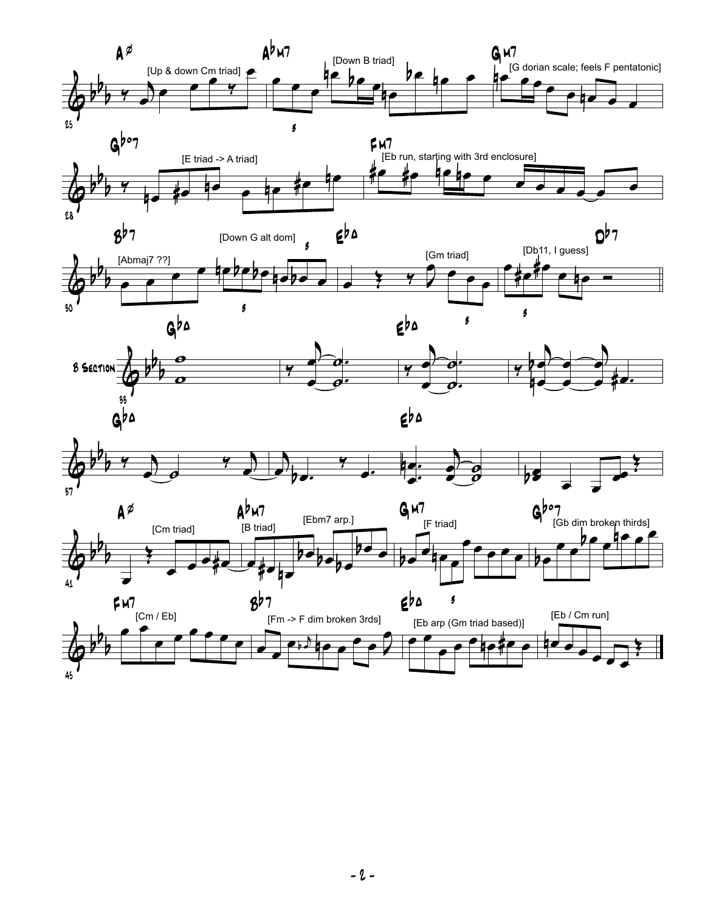A∅ | A♭M7 | GM7
[Up & down Cm triad] [Down B triad] [G dorian scale; feels F pentatonic]

25

G♭o7 | FM7
[E triad -> A triad] [Eb run, starting with 3rd enclosure]

28

B♭7 | E♭Δ | D♭7
[Abmaj7 ??] [Down G alt dom] [Gm triad] [Db11, I guess]

30

B Section

G♭Δ | E♭Δ

33

G♭Δ | E♭Δ

37

A∅ | A♭M7 | GM7 | G♭o7
[Cm triad] [B triad] [Ebm7 arp.] [F triad] [Gb dim broken thirds]

41

FM7 | B♭7 | E♭Δ
[Cm / Eb] [Fm -> F dim broken 3rds] [Eb arp (Gm triad based)] [Eb / Cm run]

45